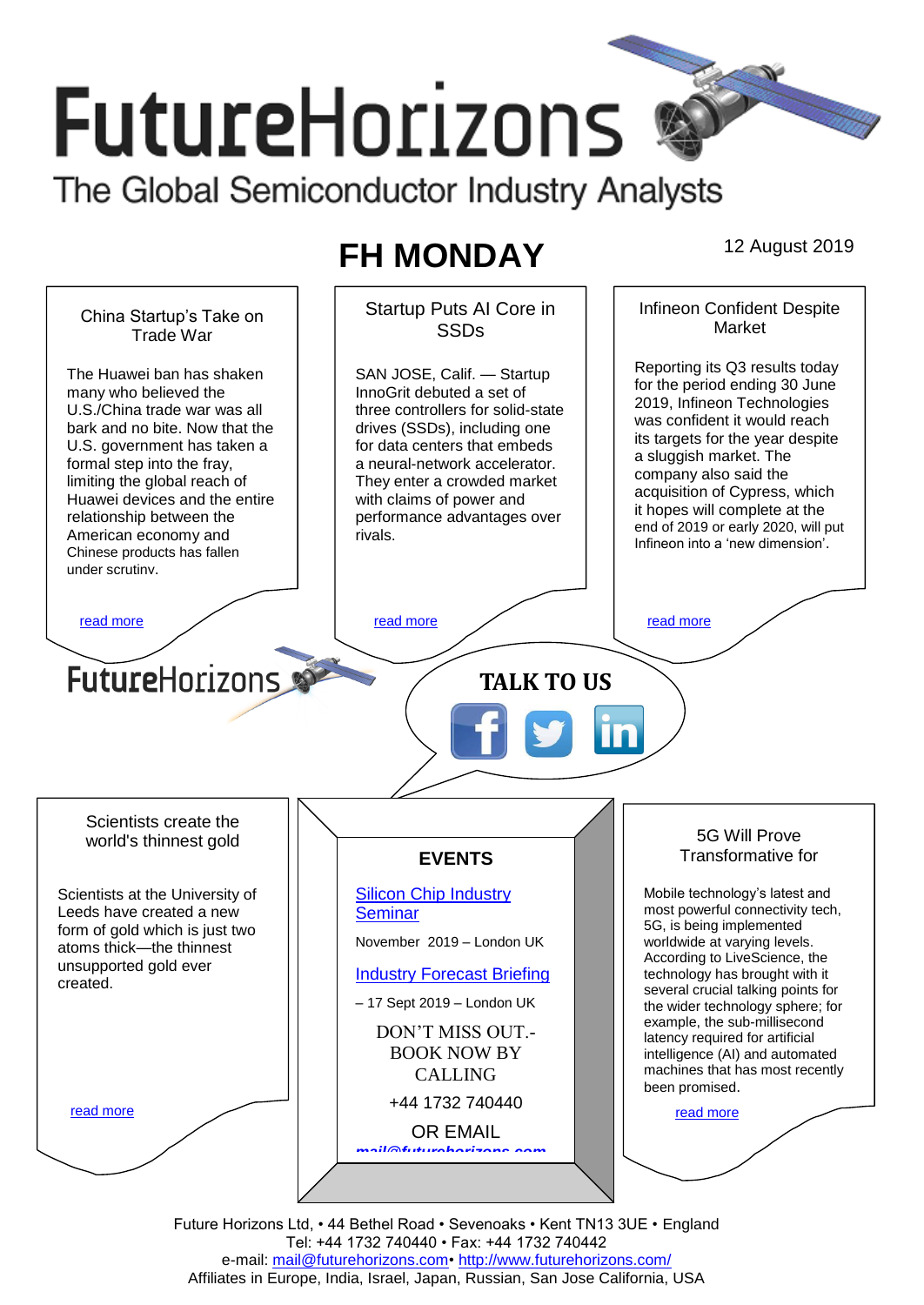# FutureHorizons

The Global Semiconductor Industry Analysts

## FH MONDAY

12 August 2019

### China Startup's Take on Trade War

The Huawei ban has shaken many who believed the U.S./China trade war was all bark and no bite. Now that the U.S. government has taken a formal step into the fray, limiting the global reach of Huawei devices and the entire relationship between the American economy and Chinese products has fallen under scrutiny.

read more

### Startup Puts AI Core in SSDs

SAN JOSE, Calif. — Startup InnoGrit debuted a set of three controllers for solid-state drives (SSDs), including one for data centers that embeds a neural-network accelerator. They enter a crowded market with claims of power and performance advantages over rivals.

read more

### Infineon Confident Despite Market

Reporting its Q3 results today for the period ending 30 June 2019, Infineon Technologies was confident it would reach its targets for the year despite a sluggish market. The company also said the acquisition of Cypress, which it hopes will complete at the end of 2019 or early 2020, will put Infineon into a 'new dimension'.

read more

FutureHorizons

**TALK TO US**

### Scientists create the world's thinnest gold

Scientists at the University of Leeds have created a new form of gold which is just two atoms thick—the thinnest unsupported gold ever created.

read more

### EVENTS

Silicon Chip Industry Seminar

November 2019 – London UK

Industry Forecast Briefing

– 17 Sept 2019 – London UK

DON'T MISS OUT.- BOOK NOW BY CALLING

+44 1732 740440

OR EMAIL

mail@futurehorizons.com

### 5G Will Prove Transformative for

Mobile technology's latest and most powerful connectivity tech, 5G, is being implemented worldwide at varying levels. According to LiveScience, the technology has brought with it several crucial talking points for the wider technology sphere; for example, the sub-millisecond latency required for artificial intelligence (AI) and automated machines that has most recently been promised.

read more

Future Horizons Ltd, • 44 Bethel Road • Sevenoaks • Kent TN13 3UE • England
Tel: +44 1732 740440 • Fax: +44 1732 740442
e-mail: mail@futurehorizons.com• http://www.futurehorizons.com/
Affiliates in Europe, India, Israel, Japan, Russian, San Jose California, USA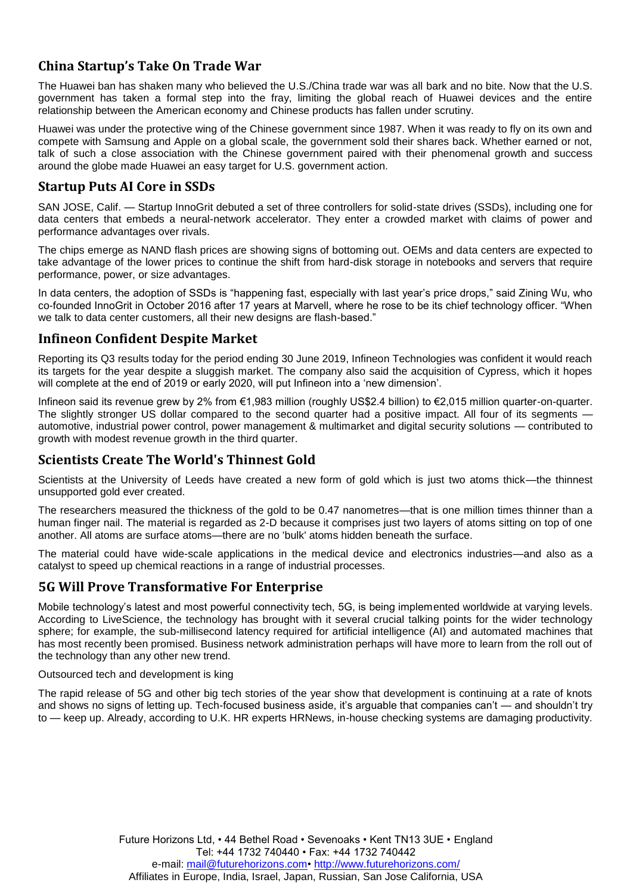## China Startup's Take On Trade War

The Huawei ban has shaken many who believed the U.S./China trade war was all bark and no bite. Now that the U.S. government has taken a formal step into the fray, limiting the global reach of Huawei devices and the entire relationship between the American economy and Chinese products has fallen under scrutiny.

Huawei was under the protective wing of the Chinese government since 1987. When it was ready to fly on its own and compete with Samsung and Apple on a global scale, the government sold their shares back. Whether earned or not, talk of such a close association with the Chinese government paired with their phenomenal growth and success around the globe made Huawei an easy target for U.S. government action.

## Startup Puts AI Core in SSDs

SAN JOSE, Calif. — Startup InnoGrit debuted a set of three controllers for solid-state drives (SSDs), including one for data centers that embeds a neural-network accelerator. They enter a crowded market with claims of power and performance advantages over rivals.

The chips emerge as NAND flash prices are showing signs of bottoming out. OEMs and data centers are expected to take advantage of the lower prices to continue the shift from hard-disk storage in notebooks and servers that require performance, power, or size advantages.

In data centers, the adoption of SSDs is "happening fast, especially with last year's price drops," said Zining Wu, who co-founded InnoGrit in October 2016 after 17 years at Marvell, where he rose to be its chief technology officer. "When we talk to data center customers, all their new designs are flash-based."

## Infineon Confident Despite Market

Reporting its Q3 results today for the period ending 30 June 2019, Infineon Technologies was confident it would reach its targets for the year despite a sluggish market. The company also said the acquisition of Cypress, which it hopes will complete at the end of 2019 or early 2020, will put Infineon into a 'new dimension'.

Infineon said its revenue grew by 2% from €1,983 million (roughly US$2.4 billion) to €2,015 million quarter-on-quarter. The slightly stronger US dollar compared to the second quarter had a positive impact. All four of its segments — automotive, industrial power control, power management & multimarket and digital security solutions — contributed to growth with modest revenue growth in the third quarter.

## Scientists Create The World's Thinnest Gold

Scientists at the University of Leeds have created a new form of gold which is just two atoms thick—the thinnest unsupported gold ever created.

The researchers measured the thickness of the gold to be 0.47 nanometres—that is one million times thinner than a human finger nail. The material is regarded as 2-D because it comprises just two layers of atoms sitting on top of one another. All atoms are surface atoms—there are no 'bulk' atoms hidden beneath the surface.

The material could have wide-scale applications in the medical device and electronics industries—and also as a catalyst to speed up chemical reactions in a range of industrial processes.

## 5G Will Prove Transformative For Enterprise

Mobile technology's latest and most powerful connectivity tech, 5G, is being implemented worldwide at varying levels. According to LiveScience, the technology has brought with it several crucial talking points for the wider technology sphere; for example, the sub-millisecond latency required for artificial intelligence (AI) and automated machines that has most recently been promised. Business network administration perhaps will have more to learn from the roll out of the technology than any other new trend.

Outsourced tech and development is king

The rapid release of 5G and other big tech stories of the year show that development is continuing at a rate of knots and shows no signs of letting up. Tech-focused business aside, it's arguable that companies can't — and shouldn't try to — keep up. Already, according to U.K. HR experts HRNews, in-house checking systems are damaging productivity.

Future Horizons Ltd, • 44 Bethel Road • Sevenoaks • Kent TN13 3UE • England
Tel: +44 1732 740440 • Fax: +44 1732 740442
e-mail: mail@futurehorizons.com• http://www.futurehorizons.com/
Affiliates in Europe, India, Israel, Japan, Russian, San Jose California, USA